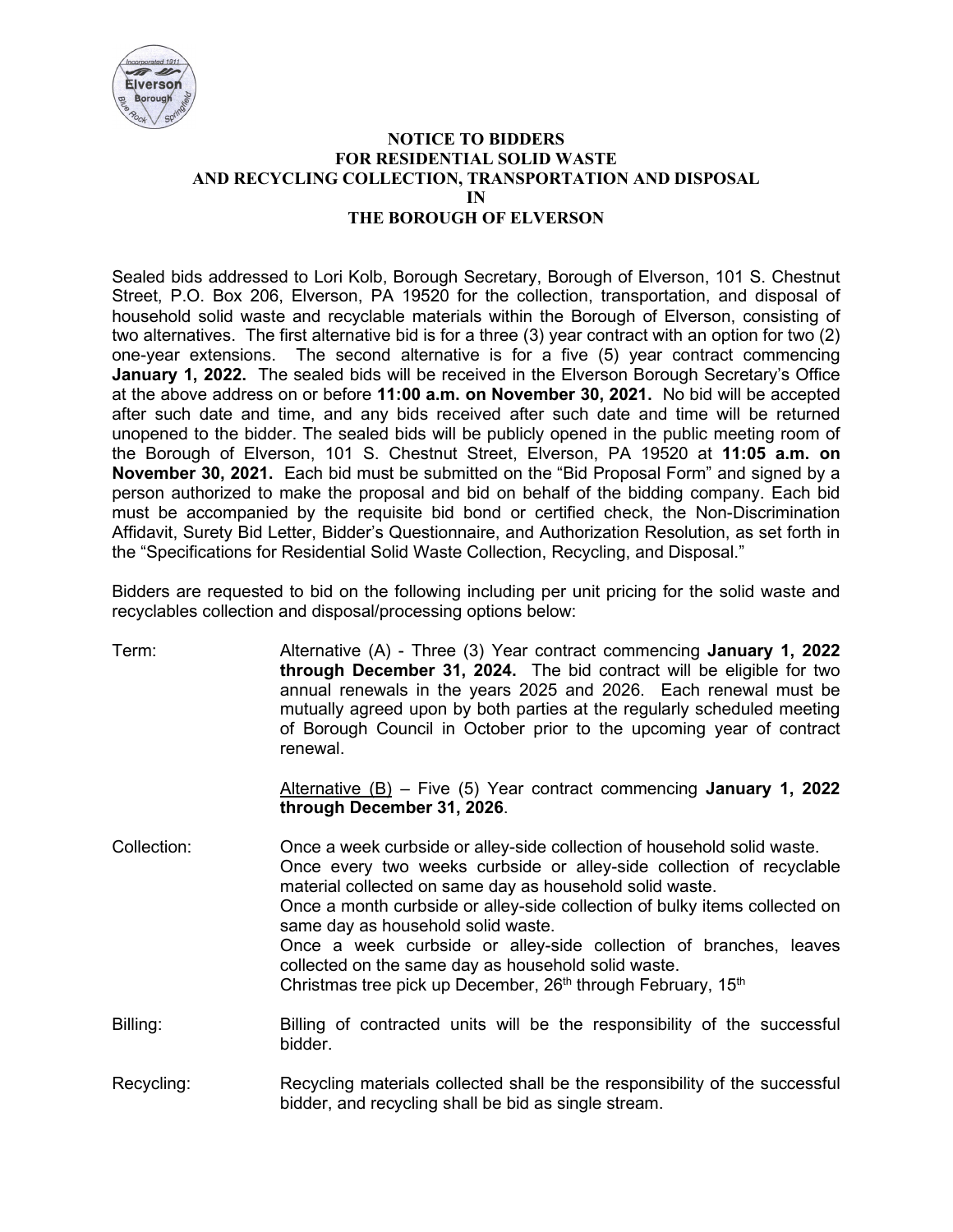# NOTICE TO BIDDERS
# FOR RESIDENTIAL SOLID WASTE
# AND RECYCLING COLLECTION, TRANSPORTATION AND DISPOSAL
# IN
# THE BOROUGH OF ELVERSON

Sealed bids addressed to Lori Kolb, Borough Secretary, Borough of Elverson, 101 S. Chestnut Street, P.O. Box 206, Elverson, PA 19520 for the collection, transportation, and disposal of household solid waste and recyclable materials within the Borough of Elverson, consisting of two alternatives. The first alternative bid is for a three (3) year contract with an option for two (2) one-year extensions. The second alternative is for a five (5) year contract commencing **January 1, 2022.** The sealed bids will be received in the Elverson Borough Secretary's Office at the above address on or before **11:00 a.m. on November 30, 2021.** No bid will be accepted after such date and time, and any bids received after such date and time will be returned unopened to the bidder. The sealed bids will be publicly opened in the public meeting room of the Borough of Elverson, 101 S. Chestnut Street, Elverson, PA 19520 at **11:05 a.m. on November 30, 2021.** Each bid must be submitted on the "Bid Proposal Form" and signed by a person authorized to make the proposal and bid on behalf of the bidding company. Each bid must be accompanied by the requisite bid bond or certified check, the Non-Discrimination Affidavit, Surety Bid Letter, Bidder's Questionnaire, and Authorization Resolution, as set forth in the "Specifications for Residential Solid Waste Collection, Recycling, and Disposal."

Bidders are requested to bid on the following including per unit pricing for the solid waste and recyclables collection and disposal/processing options below:

**Term:**

Alternative (A) - Three (3) Year contract commencing **January 1, 2022 through December 31, 2024.** The bid contract will be eligible for two annual renewals in the years 2025 and 2026. Each renewal must be mutually agreed upon by both parties at the regularly scheduled meeting of Borough Council in October prior to the upcoming year of contract renewal.

<u>Alternative (B)</u> – Five (5) Year contract commencing **January 1, 2022 through December 31, 2026**.

**Collection:**

Once a week curbside or alley-side collection of household solid waste.
Once every two weeks curbside or alley-side collection of recyclable material collected on same day as household solid waste.
Once a month curbside or alley-side collection of bulky items collected on same day as household solid waste.
Once a week curbside or alley-side collection of branches, leaves collected on the same day as household solid waste.
Christmas tree pick up December, 26th through February, 15th

**Billing:**

Billing of contracted units will be the responsibility of the successful bidder.

**Recycling:**

Recycling materials collected shall be the responsibility of the successful bidder, and recycling shall be bid as single stream.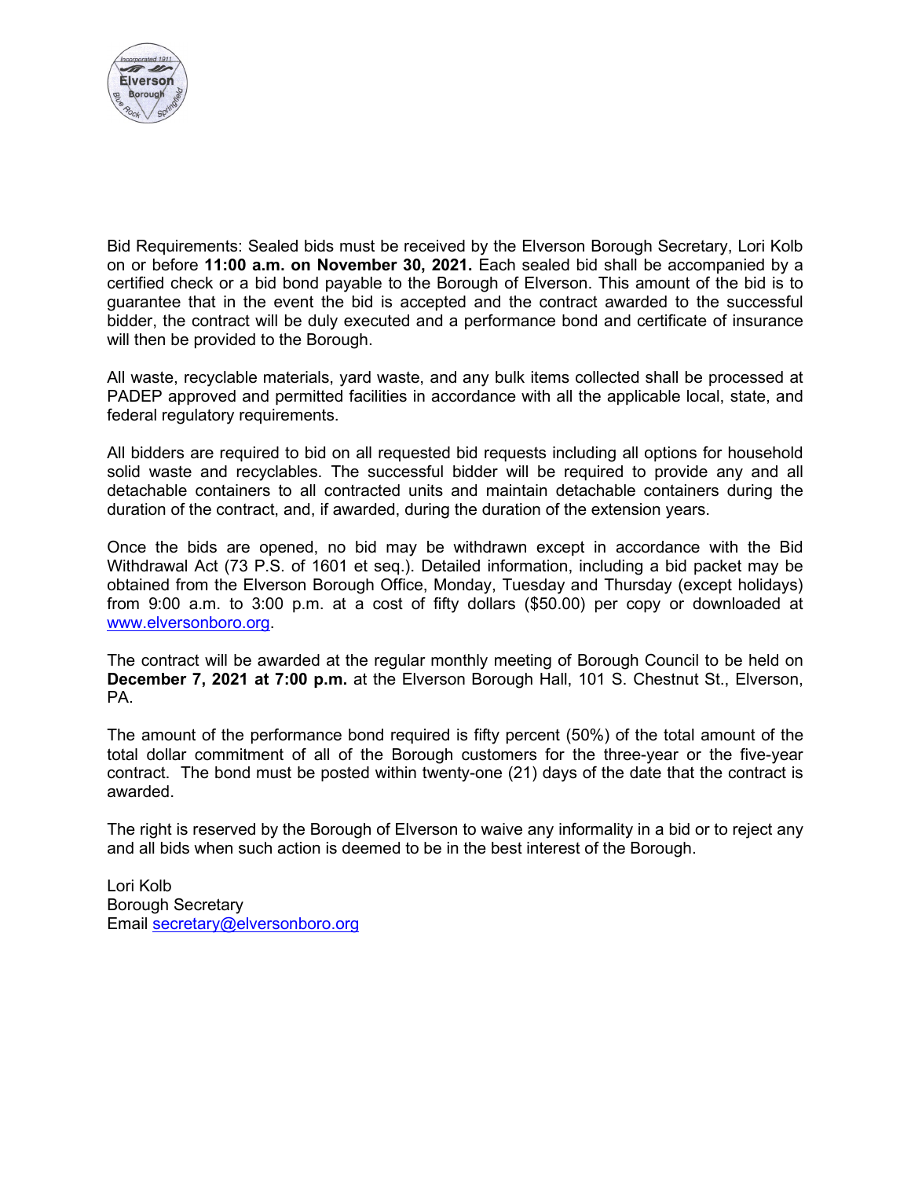Bid Requirements: Sealed bids must be received by the Elverson Borough Secretary, Lori Kolb on or before **11:00 a.m. on November 30, 2021.** Each sealed bid shall be accompanied by a certified check or a bid bond payable to the Borough of Elverson. This amount of the bid is to guarantee that in the event the bid is accepted and the contract awarded to the successful bidder, the contract will be duly executed and a performance bond and certificate of insurance will then be provided to the Borough.

All waste, recyclable materials, yard waste, and any bulk items collected shall be processed at PADEP approved and permitted facilities in accordance with all the applicable local, state, and federal regulatory requirements.

All bidders are required to bid on all requested bid requests including all options for household solid waste and recyclables. The successful bidder will be required to provide any and all detachable containers to all contracted units and maintain detachable containers during the duration of the contract, and, if awarded, during the duration of the extension years.

Once the bids are opened, no bid may be withdrawn except in accordance with the Bid Withdrawal Act (73 P.S. of 1601 et seq.). Detailed information, including a bid packet may be obtained from the Elverson Borough Office, Monday, Tuesday and Thursday (except holidays) from 9:00 a.m. to 3:00 p.m. at a cost of fifty dollars ($50.00) per copy or downloaded at www.elversonboro.org.

The contract will be awarded at the regular monthly meeting of Borough Council to be held on **December 7, 2021 at 7:00 p.m.** at the Elverson Borough Hall, 101 S. Chestnut St., Elverson, PA.

The amount of the performance bond required is fifty percent (50%) of the total amount of the total dollar commitment of all of the Borough customers for the three-year or the five-year contract. The bond must be posted within twenty-one (21) days of the date that the contract is awarded.

The right is reserved by the Borough of Elverson to waive any informality in a bid or to reject any and all bids when such action is deemed to be in the best interest of the Borough.

Lori Kolb
Borough Secretary
Email secretary@elversonboro.org